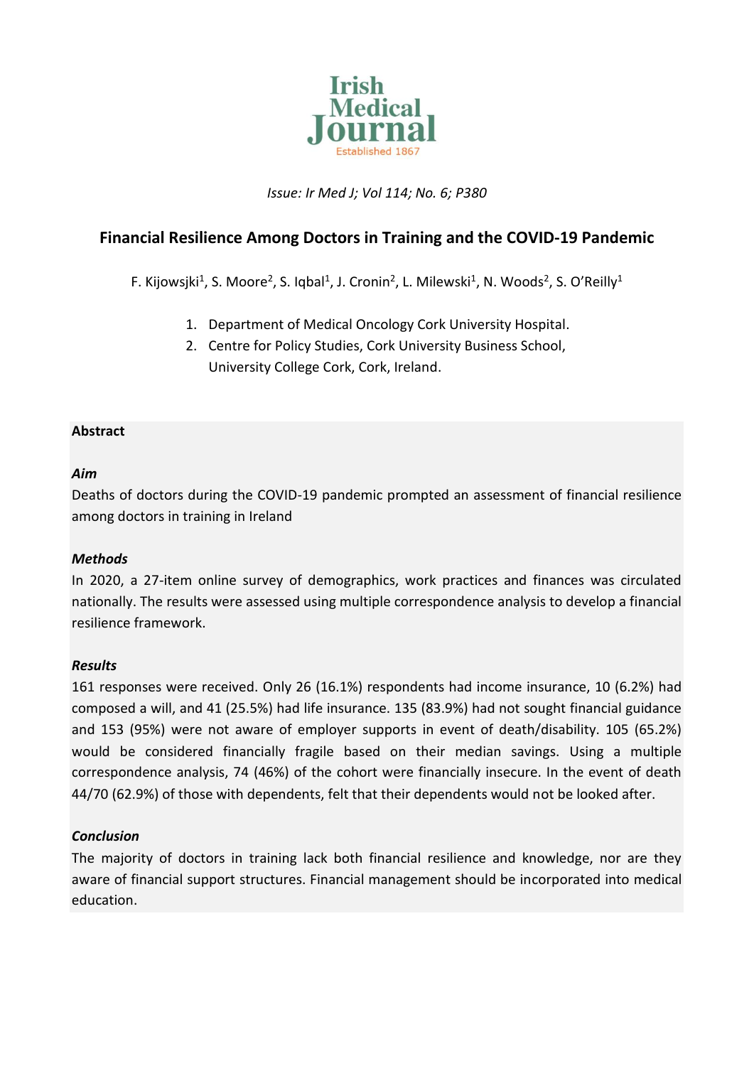Issue: Ir Med J; Vol 114; No. 6; P380

# Financial Resilience Among Doctors in Training and the COVID-19 Pandemic

F. Kijowsjki[1], S. Moore[2], S. Iqbal[1], J. Cronin[2], L. Milewski[1], N. Woods[2], S. O'Reilly[1]

1. Department of Medical Oncology Cork University Hospital.
2. Centre for Policy Studies, Cork University Business School, University College Cork, Cork, Ireland.

## Abstract

### *Aim*

Deaths of doctors during the COVID-19 pandemic prompted an assessment of financial resilience among doctors in training in Ireland

### *Methods*

In 2020, a 27-item online survey of demographics, work practices and finances was circulated nationally. The results were assessed using multiple correspondence analysis to develop a financial resilience framework.

### *Results*

161 responses were received. Only 26 (16.1%) respondents had income insurance, 10 (6.2%) had composed a will, and 41 (25.5%) had life insurance. 135 (83.9%) had not sought financial guidance and 153 (95%) were not aware of employer supports in event of death/disability. 105 (65.2%) would be considered financially fragile based on their median savings. Using a multiple correspondence analysis, 74 (46%) of the cohort were financially insecure. In the event of death 44/70 (62.9%) of those with dependents, felt that their dependents would not be looked after.

### *Conclusion*

The majority of doctors in training lack both financial resilience and knowledge, nor are they aware of financial support structures. Financial management should be incorporated into medical education.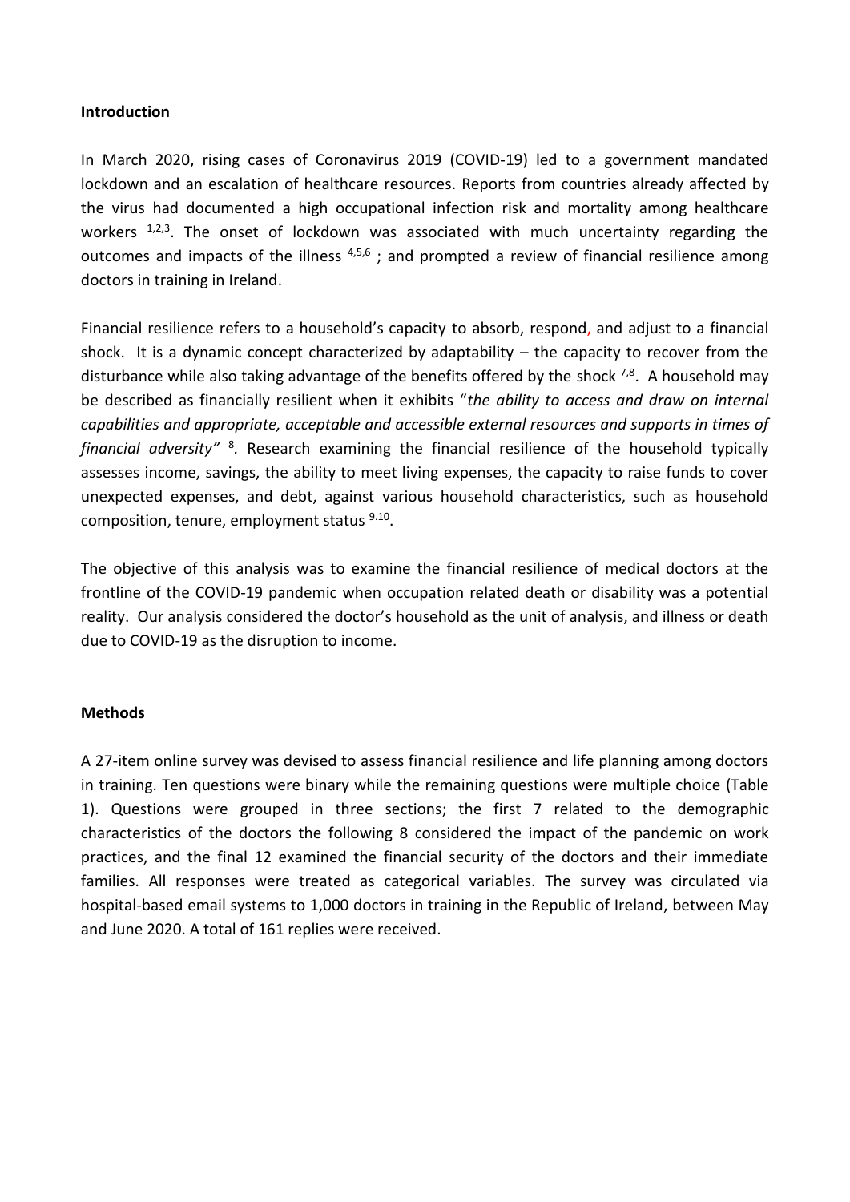**Introduction**

In March 2020, rising cases of Coronavirus 2019 (COVID-19) led to a government mandated lockdown and an escalation of healthcare resources. Reports from countries already affected by the virus had documented a high occupational infection risk and mortality among healthcare workers [1,2,3]. The onset of lockdown was associated with much uncertainty regarding the outcomes and impacts of the illness [4,5,6] ; and prompted a review of financial resilience among doctors in training in Ireland.

Financial resilience refers to a household's capacity to absorb, respond, and adjust to a financial shock. It is a dynamic concept characterized by adaptability – the capacity to recover from the disturbance while also taking advantage of the benefits offered by the shock [7,8]. A household may be described as financially resilient when it exhibits "*the ability to access and draw on internal capabilities and appropriate, acceptable and accessible external resources and supports in times of financial adversity"* [8]. Research examining the financial resilience of the household typically assesses income, savings, the ability to meet living expenses, the capacity to raise funds to cover unexpected expenses, and debt, against various household characteristics, such as household composition, tenure, employment status [9.10].

The objective of this analysis was to examine the financial resilience of medical doctors at the frontline of the COVID-19 pandemic when occupation related death or disability was a potential reality. Our analysis considered the doctor's household as the unit of analysis, and illness or death due to COVID-19 as the disruption to income.

**Methods**

A 27-item online survey was devised to assess financial resilience and life planning among doctors in training. Ten questions were binary while the remaining questions were multiple choice (Table 1). Questions were grouped in three sections; the first 7 related to the demographic characteristics of the doctors the following 8 considered the impact of the pandemic on work practices, and the final 12 examined the financial security of the doctors and their immediate families. All responses were treated as categorical variables. The survey was circulated via hospital-based email systems to 1,000 doctors in training in the Republic of Ireland, between May and June 2020. A total of 161 replies were received.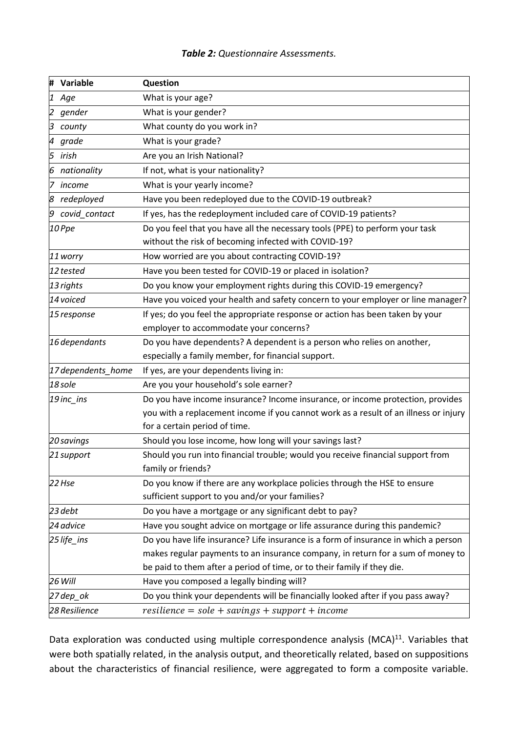***Table 2:*** *Questionnaire Assessments.*

| # | Variable | Question |
|---|---|---|
| 1 | *Age* | What is your age? |
| 2 | *gender* | What is your gender? |
| 3 | *county* | What county do you work in? |
| 4 | *grade* | What is your grade? |
| 5 | *irish* | Are you an Irish National? |
| 6 | *nationality* | If not, what is your nationality? |
| 7 | *income* | What is your yearly income? |
| 8 | *redeployed* | Have you been redeployed due to the COVID-19 outbreak? |
| 9 | *covid_contact* | If yes, has the redeployment included care of COVID-19 patients? |
| 10 | *Ppe* | Do you feel that you have all the necessary tools (PPE) to perform your task without the risk of becoming infected with COVID-19? |
| 11 | *worry* | How worried are you about contracting COVID-19? |
| 12 | *tested* | Have you been tested for COVID-19 or placed in isolation? |
| 13 | *rights* | Do you know your employment rights during this COVID-19 emergency? |
| 14 | *voiced* | Have you voiced your health and safety concern to your employer or line manager? |
| 15 | *response* | If yes; do you feel the appropriate response or action has been taken by your employer to accommodate your concerns? |
| 16 | *dependants* | Do you have dependents? A dependent is a person who relies on another, especially a family member, for financial support. |
| 17 | *dependents_home* | If yes, are your dependents living in: |
| 18 | *sole* | Are you your household's sole earner? |
| 19 | *inc_ins* | Do you have income insurance? Income insurance, or income protection, provides you with a replacement income if you cannot work as a result of an illness or injury for a certain period of time. |
| 20 | *savings* | Should you lose income, how long will your savings last? |
| 21 | *support* | Should you run into financial trouble; would you receive financial support from family or friends? |
| 22 | *Hse* | Do you know if there are any workplace policies through the HSE to ensure sufficient support to you and/or your families? |
| 23 | *debt* | Do you have a mortgage or any significant debt to pay? |
| 24 | *advice* | Have you sought advice on mortgage or life assurance during this pandemic? |
| 25 | *life_ins* | Do you have life insurance? Life insurance is a form of insurance in which a person makes regular payments to an insurance company, in return for a sum of money to be paid to them after a period of time, or to their family if they die. |
| 26 | *Will* | Have you composed a legally binding will? |
| 27 | *dep_ok* | Do you think your dependents will be financially looked after if you pass away? |
| 28 | *Resilience* | $resilience = sole + savings + support + income$ |

Data exploration was conducted using multiple correspondence analysis (MCA)[11]. Variables that were both spatially related, in the analysis output, and theoretically related, based on suppositions about the characteristics of financial resilience, were aggregated to form a composite variable.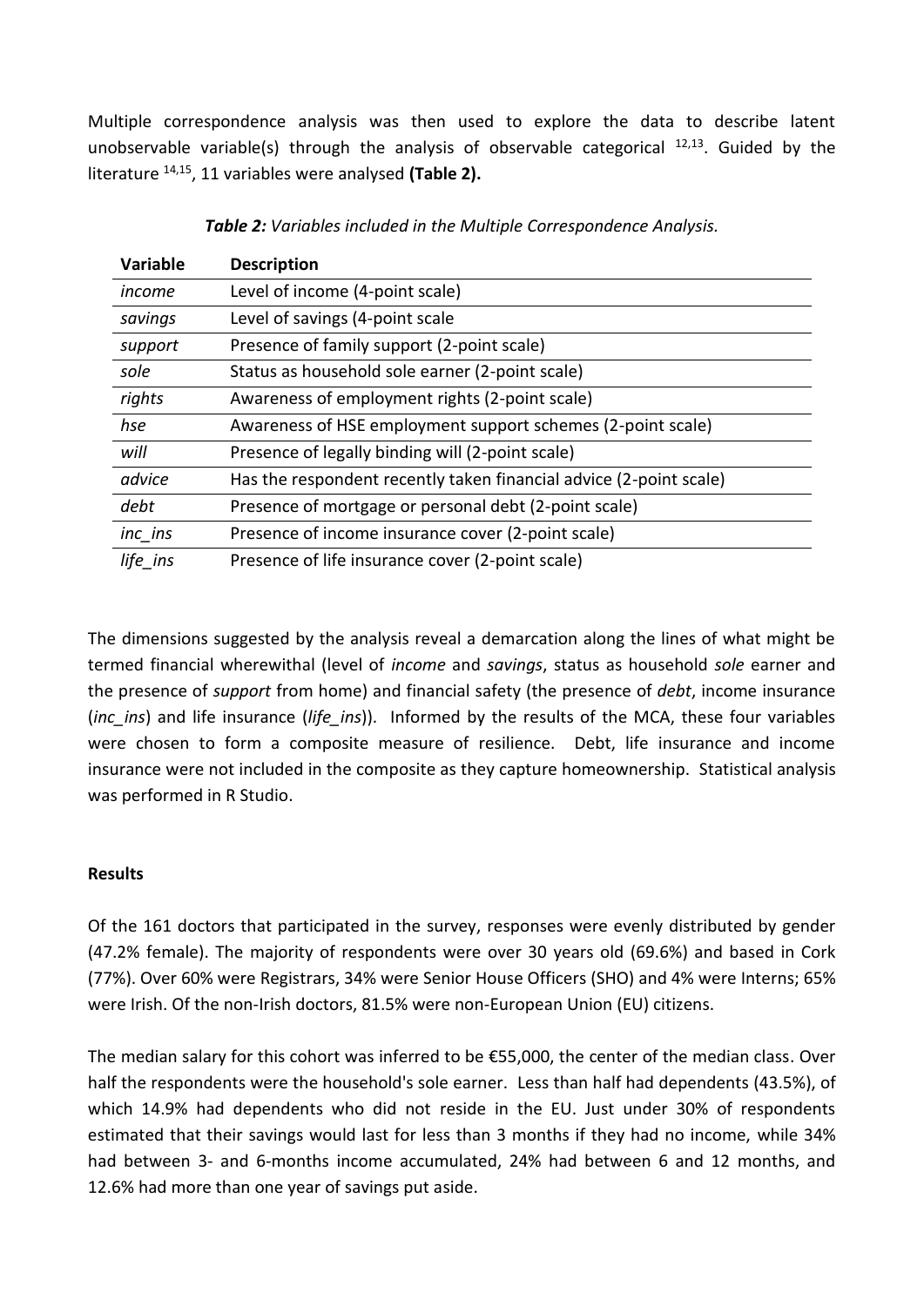Multiple correspondence analysis was then used to explore the data to describe latent unobservable variable(s) through the analysis of observable categorical [12,13]. Guided by the literature [14,15], 11 variables were analysed **(Table 2).**

***Table 2:*** *Variables included in the Multiple Correspondence Analysis.*

| Variable | Description |
|---|---|
| *income* | Level of income (4-point scale) |
| *savings* | Level of savings (4-point scale |
| *support* | Presence of family support (2-point scale) |
| *sole* | Status as household sole earner (2-point scale) |
| *rights* | Awareness of employment rights (2-point scale) |
| *hse* | Awareness of HSE employment support schemes (2-point scale) |
| *will* | Presence of legally binding will (2-point scale) |
| *advice* | Has the respondent recently taken financial advice (2-point scale) |
| *debt* | Presence of mortgage or personal debt (2-point scale) |
| *inc_ins* | Presence of income insurance cover (2-point scale) |
| *life_ins* | Presence of life insurance cover (2-point scale) |

The dimensions suggested by the analysis reveal a demarcation along the lines of what might be termed financial wherewithal (level of *income* and *savings*, status as household *sole* earner and the presence of *support* from home) and financial safety (the presence of *debt*, income insurance (*inc_ins*) and life insurance (*life_ins*)). Informed by the results of the MCA, these four variables were chosen to form a composite measure of resilience. Debt, life insurance and income insurance were not included in the composite as they capture homeownership. Statistical analysis was performed in R Studio.

**Results**

Of the 161 doctors that participated in the survey, responses were evenly distributed by gender (47.2% female). The majority of respondents were over 30 years old (69.6%) and based in Cork (77%). Over 60% were Registrars, 34% were Senior House Officers (SHO) and 4% were Interns; 65% were Irish. Of the non-Irish doctors, 81.5% were non-European Union (EU) citizens.

The median salary for this cohort was inferred to be €55,000, the center of the median class. Over half the respondents were the household's sole earner. Less than half had dependents (43.5%), of which 14.9% had dependents who did not reside in the EU. Just under 30% of respondents estimated that their savings would last for less than 3 months if they had no income, while 34% had between 3- and 6-months income accumulated, 24% had between 6 and 12 months, and 12.6% had more than one year of savings put aside.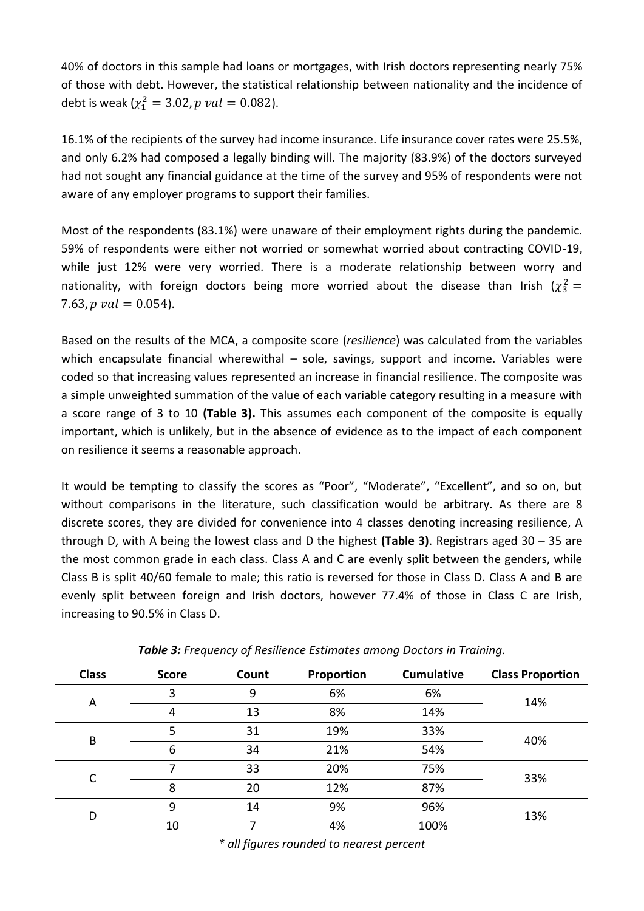40% of doctors in this sample had loans or mortgages, with Irish doctors representing nearly 75% of those with debt. However, the statistical relationship between nationality and the incidence of debt is weak ($\chi_1^2 = 3.02, p\ val = 0.082$).

16.1% of the recipients of the survey had income insurance. Life insurance cover rates were 25.5%, and only 6.2% had composed a legally binding will. The majority (83.9%) of the doctors surveyed had not sought any financial guidance at the time of the survey and 95% of respondents were not aware of any employer programs to support their families.

Most of the respondents (83.1%) were unaware of their employment rights during the pandemic. 59% of respondents were either not worried or somewhat worried about contracting COVID-19, while just 12% were very worried. There is a moderate relationship between worry and nationality, with foreign doctors being more worried about the disease than Irish ($\chi_3^2 = 7.63, p\ val = 0.054$).

Based on the results of the MCA, a composite score (*resilience*) was calculated from the variables which encapsulate financial wherewithal – sole, savings, support and income. Variables were coded so that increasing values represented an increase in financial resilience. The composite was a simple unweighted summation of the value of each variable category resulting in a measure with a score range of 3 to 10 **(Table 3).** This assumes each component of the composite is equally important, which is unlikely, but in the absence of evidence as to the impact of each component on resilience it seems a reasonable approach.

It would be tempting to classify the scores as "Poor", "Moderate", "Excellent", and so on, but without comparisons in the literature, such classification would be arbitrary. As there are 8 discrete scores, they are divided for convenience into 4 classes denoting increasing resilience, A through D, with A being the lowest class and D the highest **(Table 3)**. Registrars aged 30 – 35 are the most common grade in each class. Class A and C are evenly split between the genders, while Class B is split 40/60 female to male; this ratio is reversed for those in Class D. Class A and B are evenly split between foreign and Irish doctors, however 77.4% of those in Class C are Irish, increasing to 90.5% in Class D.

***Table 3:*** *Frequency of Resilience Estimates among Doctors in Training.*

| Class | Score | Count | Proportion | Cumulative | Class Proportion |
|---|---|---|---|---|---|
| A | 3 | 9 | 6% | 6% | 14% |
| | 4 | 13 | 8% | 14% | |
| B | 5 | 31 | 19% | 33% | 40% |
| | 6 | 34 | 21% | 54% | |
| C | 7 | 33 | 20% | 75% | 33% |
| | 8 | 20 | 12% | 87% | |
| D | 9 | 14 | 9% | 96% | 13% |
| | 10 | 7 | 4% | 100% | |

*\* all figures rounded to nearest percent*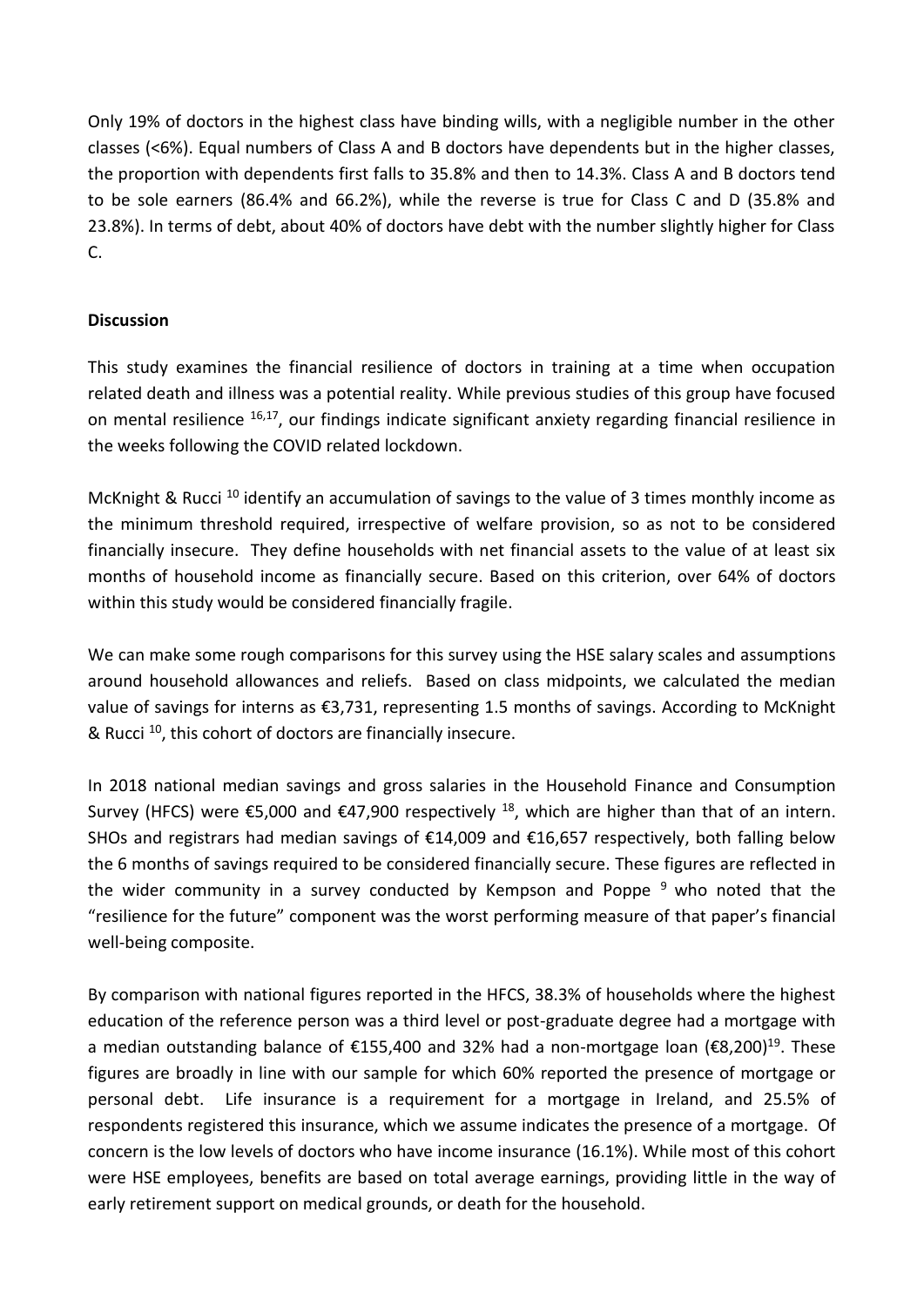Only 19% of doctors in the highest class have binding wills, with a negligible number in the other classes (<6%). Equal numbers of Class A and B doctors have dependents but in the higher classes, the proportion with dependents first falls to 35.8% and then to 14.3%. Class A and B doctors tend to be sole earners (86.4% and 66.2%), while the reverse is true for Class C and D (35.8% and 23.8%). In terms of debt, about 40% of doctors have debt with the number slightly higher for Class C.

**Discussion**

This study examines the financial resilience of doctors in training at a time when occupation related death and illness was a potential reality. While previous studies of this group have focused on mental resilience [16,17], our findings indicate significant anxiety regarding financial resilience in the weeks following the COVID related lockdown.

McKnight & Rucci [10] identify an accumulation of savings to the value of 3 times monthly income as the minimum threshold required, irrespective of welfare provision, so as not to be considered financially insecure. They define households with net financial assets to the value of at least six months of household income as financially secure. Based on this criterion, over 64% of doctors within this study would be considered financially fragile.

We can make some rough comparisons for this survey using the HSE salary scales and assumptions around household allowances and reliefs. Based on class midpoints, we calculated the median value of savings for interns as €3,731, representing 1.5 months of savings. According to McKnight & Rucci [10], this cohort of doctors are financially insecure.

In 2018 national median savings and gross salaries in the Household Finance and Consumption Survey (HFCS) were €5,000 and €47,900 respectively [18], which are higher than that of an intern. SHOs and registrars had median savings of €14,009 and €16,657 respectively, both falling below the 6 months of savings required to be considered financially secure. These figures are reflected in the wider community in a survey conducted by Kempson and Poppe [9] who noted that the "resilience for the future" component was the worst performing measure of that paper's financial well-being composite.

By comparison with national figures reported in the HFCS, 38.3% of households where the highest education of the reference person was a third level or post-graduate degree had a mortgage with a median outstanding balance of €155,400 and 32% had a non-mortgage loan (€8,200)[19]. These figures are broadly in line with our sample for which 60% reported the presence of mortgage or personal debt. Life insurance is a requirement for a mortgage in Ireland, and 25.5% of respondents registered this insurance, which we assume indicates the presence of a mortgage. Of concern is the low levels of doctors who have income insurance (16.1%). While most of this cohort were HSE employees, benefits are based on total average earnings, providing little in the way of early retirement support on medical grounds, or death for the household.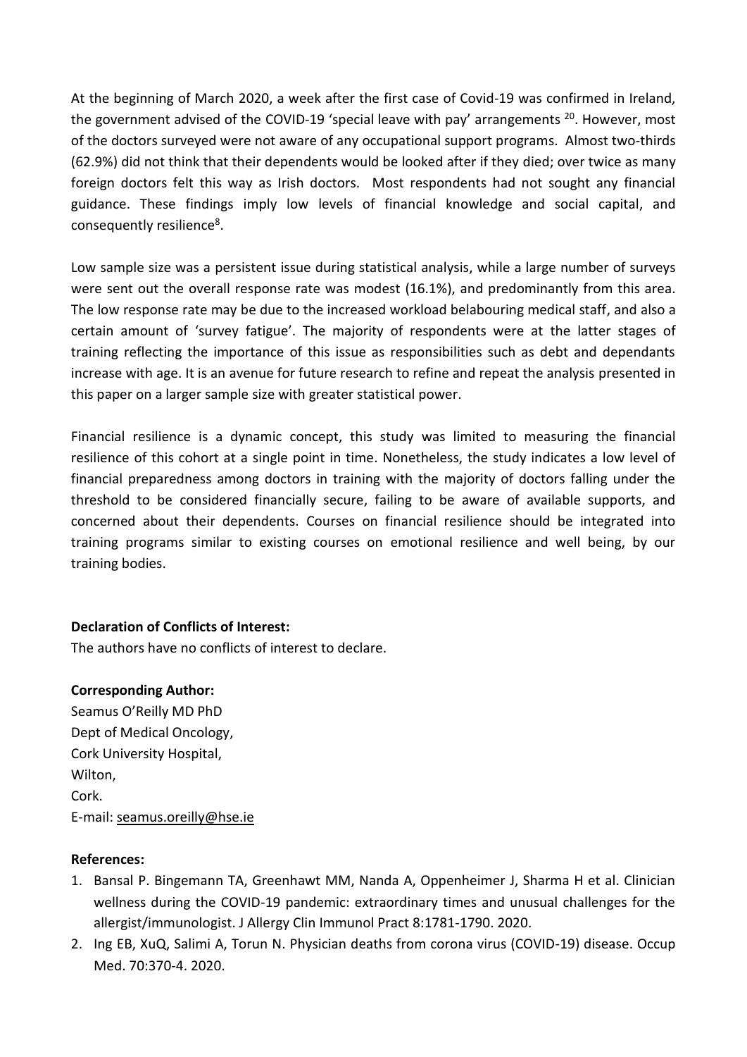At the beginning of March 2020, a week after the first case of Covid-19 was confirmed in Ireland, the government advised of the COVID-19 'special leave with pay' arrangements [20]. However, most of the doctors surveyed were not aware of any occupational support programs. Almost two-thirds (62.9%) did not think that their dependents would be looked after if they died; over twice as many foreign doctors felt this way as Irish doctors. Most respondents had not sought any financial guidance. These findings imply low levels of financial knowledge and social capital, and consequently resilience[8].

Low sample size was a persistent issue during statistical analysis, while a large number of surveys were sent out the overall response rate was modest (16.1%), and predominantly from this area. The low response rate may be due to the increased workload belabouring medical staff, and also a certain amount of 'survey fatigue'. The majority of respondents were at the latter stages of training reflecting the importance of this issue as responsibilities such as debt and dependants increase with age. It is an avenue for future research to refine and repeat the analysis presented in this paper on a larger sample size with greater statistical power.

Financial resilience is a dynamic concept, this study was limited to measuring the financial resilience of this cohort at a single point in time. Nonetheless, the study indicates a low level of financial preparedness among doctors in training with the majority of doctors falling under the threshold to be considered financially secure, failing to be aware of available supports, and concerned about their dependents. Courses on financial resilience should be integrated into training programs similar to existing courses on emotional resilience and well being, by our training bodies.

**Declaration of Conflicts of Interest:**
The authors have no conflicts of interest to declare.

**Corresponding Author:**
Seamus O'Reilly MD PhD
Dept of Medical Oncology,
Cork University Hospital,
Wilton,
Cork.
E-mail: seamus.oreilly@hse.ie

**References:**

1. Bansal P. Bingemann TA, Greenhawt MM, Nanda A, Oppenheimer J, Sharma H et al. Clinician wellness during the COVID-19 pandemic: extraordinary times and unusual challenges for the allergist/immunologist. J Allergy Clin Immunol Pract 8:1781-1790. 2020.
2. Ing EB, XuQ, Salimi A, Torun N. Physician deaths from corona virus (COVID-19) disease. Occup Med. 70:370-4. 2020.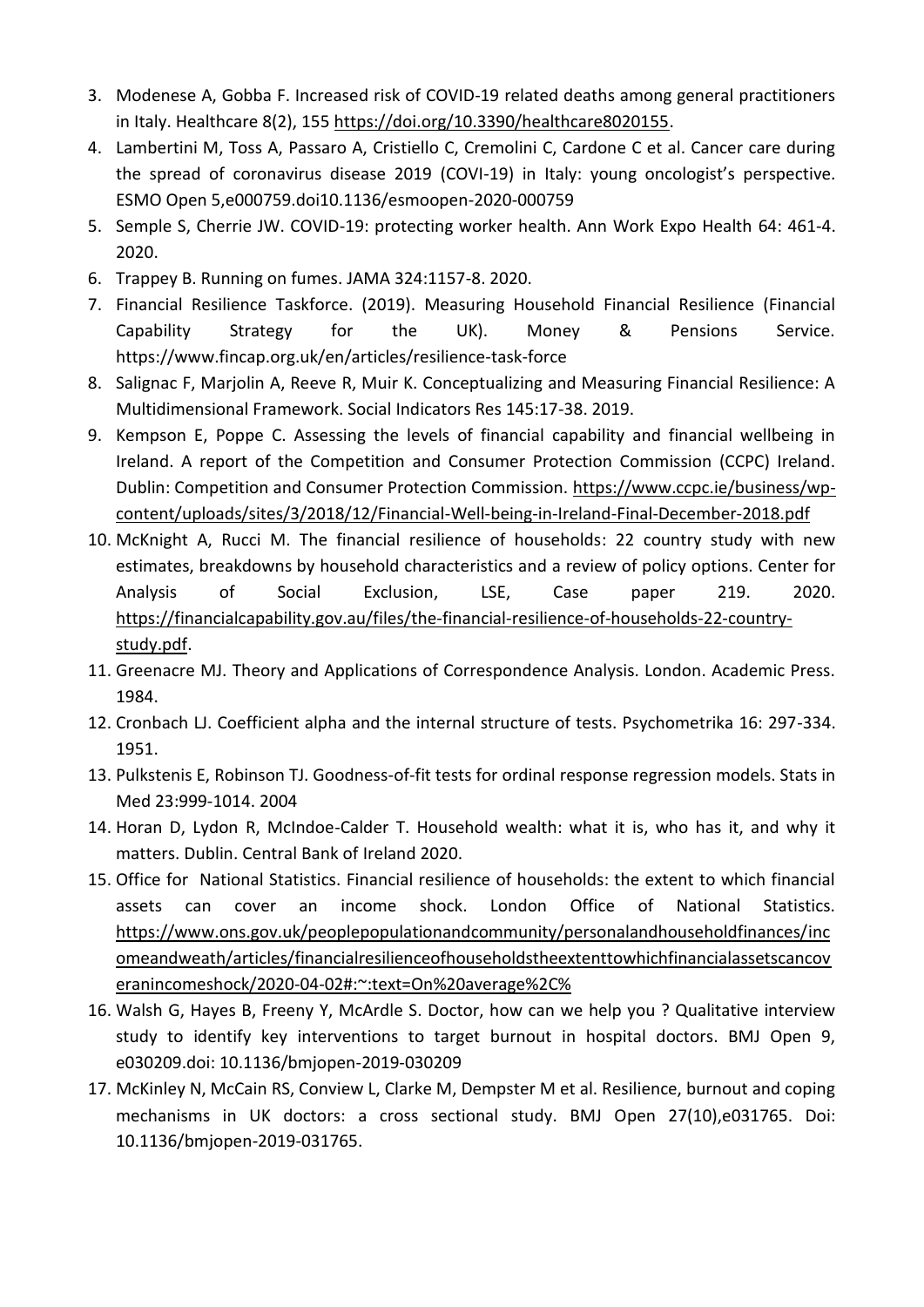3. Modenese A, Gobba F. Increased risk of COVID-19 related deaths among general practitioners in Italy. Healthcare 8(2), 155 https://doi.org/10.3390/healthcare8020155.
4. Lambertini M, Toss A, Passaro A, Cristiello C, Cremolini C, Cardone C et al. Cancer care during the spread of coronavirus disease 2019 (COVI-19) in Italy: young oncologist's perspective. ESMO Open 5,e000759.doi10.1136/esmoopen-2020-000759
5. Semple S, Cherrie JW. COVID-19: protecting worker health. Ann Work Expo Health 64: 461-4. 2020.
6. Trappey B. Running on fumes. JAMA 324:1157-8. 2020.
7. Financial Resilience Taskforce. (2019). Measuring Household Financial Resilience (Financial Capability Strategy for the UK). Money & Pensions Service. https://www.fincap.org.uk/en/articles/resilience-task-force
8. Salignac F, Marjolin A, Reeve R, Muir K. Conceptualizing and Measuring Financial Resilience: A Multidimensional Framework. Social Indicators Res 145:17-38. 2019.
9. Kempson E, Poppe C. Assessing the levels of financial capability and financial wellbeing in Ireland. A report of the Competition and Consumer Protection Commission (CCPC) Ireland. Dublin: Competition and Consumer Protection Commission. https://www.ccpc.ie/business/wp-content/uploads/sites/3/2018/12/Financial-Well-being-in-Ireland-Final-December-2018.pdf
10. McKnight A, Rucci M. The financial resilience of households: 22 country study with new estimates, breakdowns by household characteristics and a review of policy options. Center for Analysis of Social Exclusion, LSE, Case paper 219. 2020. https://financialcapability.gov.au/files/the-financial-resilience-of-households-22-country-study.pdf.
11. Greenacre MJ. Theory and Applications of Correspondence Analysis. London. Academic Press. 1984.
12. Cronbach LJ. Coefficient alpha and the internal structure of tests. Psychometrika 16: 297-334. 1951.
13. Pulkstenis E, Robinson TJ. Goodness-of-fit tests for ordinal response regression models. Stats in Med 23:999-1014. 2004
14. Horan D, Lydon R, McIndoe-Calder T. Household wealth: what it is, who has it, and why it matters. Dublin. Central Bank of Ireland 2020.
15. Office for National Statistics. Financial resilience of households: the extent to which financial assets can cover an income shock. London Office of National Statistics. https://www.ons.gov.uk/peoplepopulationandcommunity/personalandhouseholdfinances/incomeandweath/articles/financialresilienceofhouseholdstheextenttowhichfinancialassetscancoveranincomeshock/2020-04-02#:~:text=On%20average%2C%
16. Walsh G, Hayes B, Freeny Y, McArdle S. Doctor, how can we help you ? Qualitative interview study to identify key interventions to target burnout in hospital doctors. BMJ Open 9, e030209.doi: 10.1136/bmjopen-2019-030209
17. McKinley N, McCain RS, Conview L, Clarke M, Dempster M et al. Resilience, burnout and coping mechanisms in UK doctors: a cross sectional study. BMJ Open 27(10),e031765. Doi: 10.1136/bmjopen-2019-031765.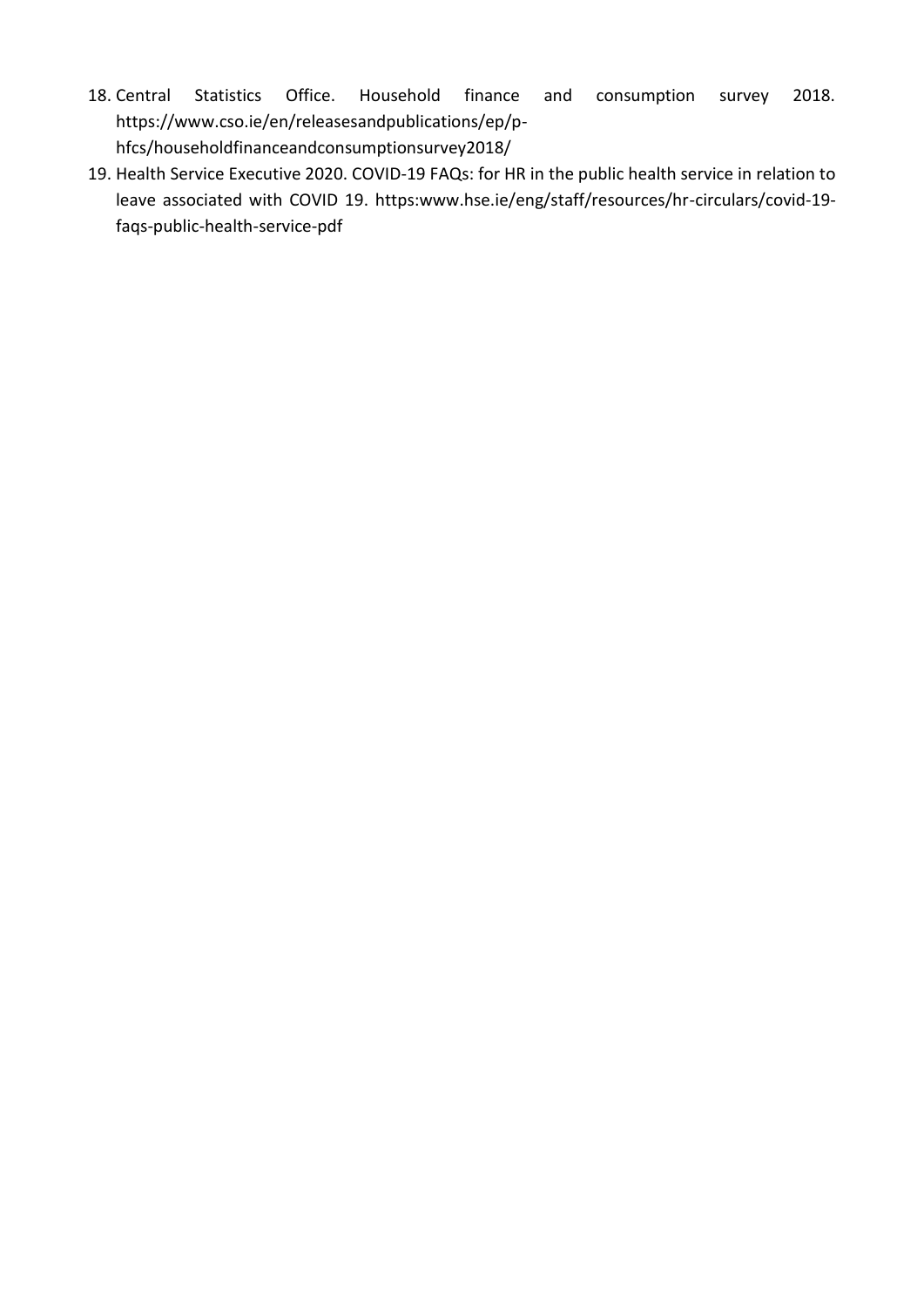18. Central Statistics Office. Household finance and consumption survey 2018. https://www.cso.ie/en/releasesandpublications/ep/p-hfcs/householdfinanceandconsumptionsurvey2018/
19. Health Service Executive 2020. COVID-19 FAQs: for HR in the public health service in relation to leave associated with COVID 19. https:www.hse.ie/eng/staff/resources/hr-circulars/covid-19-faqs-public-health-service-pdf